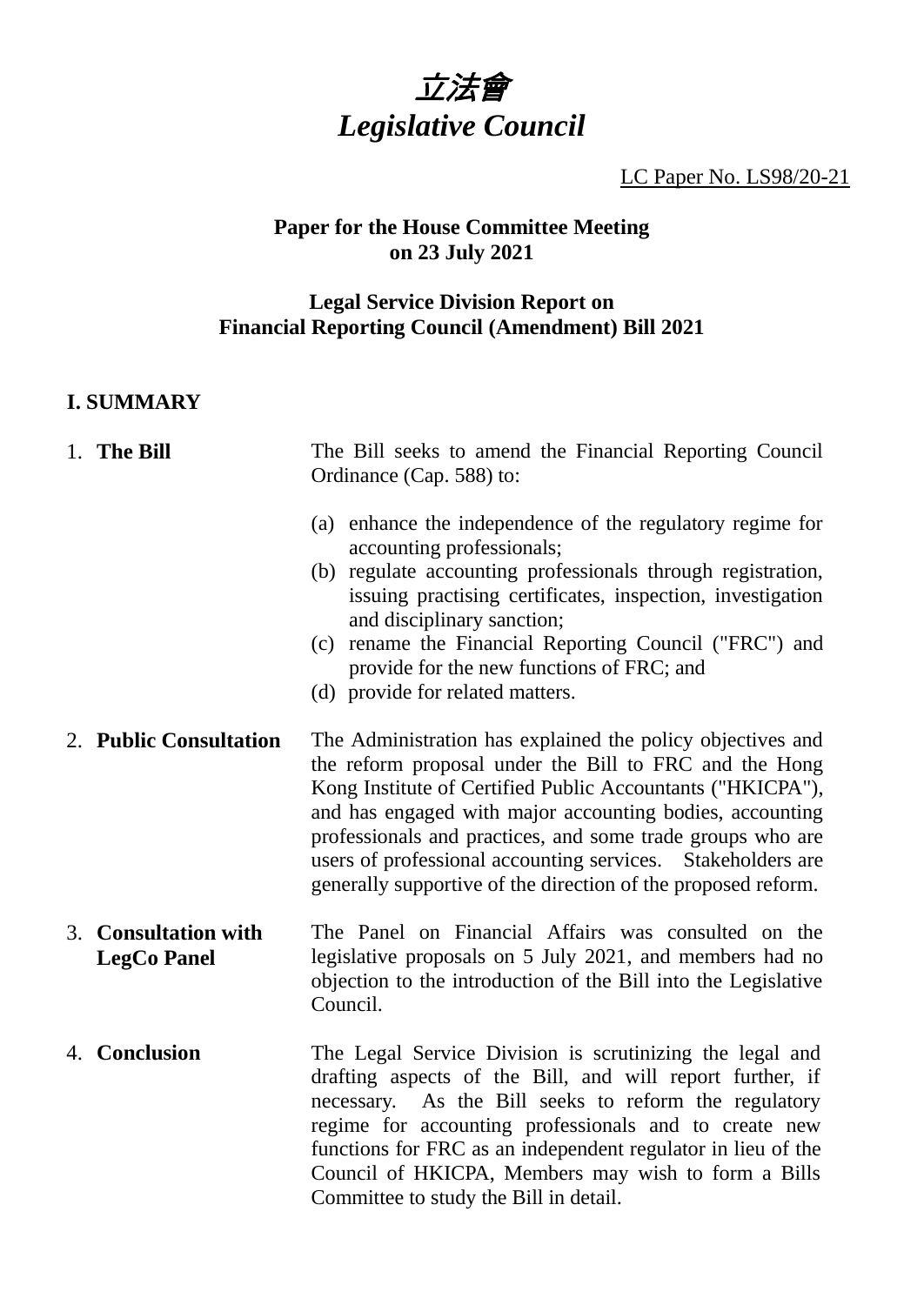# *立法會*
# *Legislative Council*

LC Paper No. LS98/20-21

**Paper for the House Committee Meeting on 23 July 2021**

**Legal Service Division Report on Financial Reporting Council (Amendment) Bill 2021**

## I. SUMMARY

1. **The Bill**

   The Bill seeks to amend the Financial Reporting Council Ordinance (Cap. 588) to:

   (a) enhance the independence of the regulatory regime for accounting professionals;
   (b) regulate accounting professionals through registration, issuing practising certificates, inspection, investigation and disciplinary sanction;
   (c) rename the Financial Reporting Council ("FRC") and provide for the new functions of FRC; and
   (d) provide for related matters.

2. **Public Consultation**

   The Administration has explained the policy objectives and the reform proposal under the Bill to FRC and the Hong Kong Institute of Certified Public Accountants ("HKICPA"), and has engaged with major accounting bodies, accounting professionals and practices, and some trade groups who are users of professional accounting services. Stakeholders are generally supportive of the direction of the proposed reform.

3. **Consultation with LegCo Panel**

   The Panel on Financial Affairs was consulted on the legislative proposals on 5 July 2021, and members had no objection to the introduction of the Bill into the Legislative Council.

4. **Conclusion**

   The Legal Service Division is scrutinizing the legal and drafting aspects of the Bill, and will report further, if necessary. As the Bill seeks to reform the regulatory regime for accounting professionals and to create new functions for FRC as an independent regulator in lieu of the Council of HKICPA, Members may wish to form a Bills Committee to study the Bill in detail.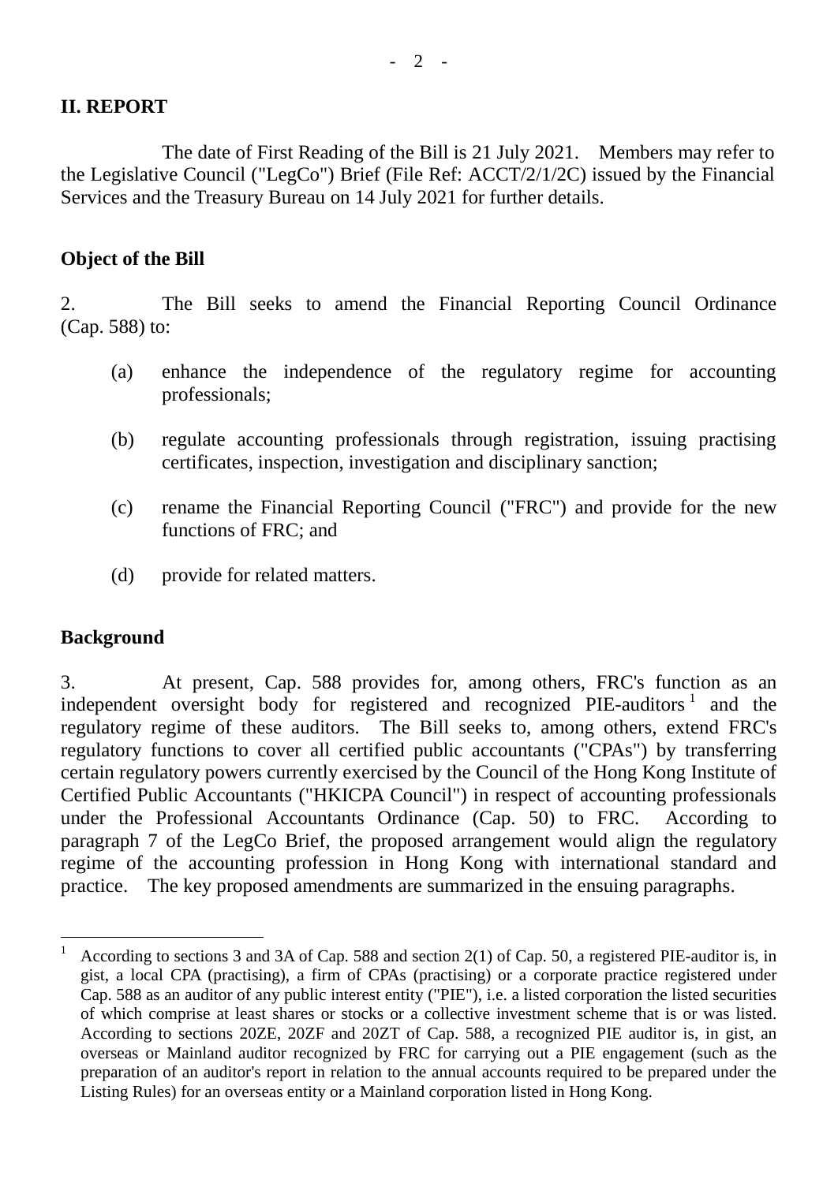## II. REPORT

The date of First Reading of the Bill is 21 July 2021. Members may refer to the Legislative Council ("LegCo") Brief (File Ref: ACCT/2/1/2C) issued by the Financial Services and the Treasury Bureau on 14 July 2021 for further details.

### Object of the Bill

2. The Bill seeks to amend the Financial Reporting Council Ordinance (Cap. 588) to:

(a) enhance the independence of the regulatory regime for accounting professionals;

(b) regulate accounting professionals through registration, issuing practising certificates, inspection, investigation and disciplinary sanction;

(c) rename the Financial Reporting Council ("FRC") and provide for the new functions of FRC; and

(d) provide for related matters.

### Background

3. At present, Cap. 588 provides for, among others, FRC's function as an independent oversight body for registered and recognized PIE-auditors [1] and the regulatory regime of these auditors. The Bill seeks to, among others, extend FRC's regulatory functions to cover all certified public accountants ("CPAs") by transferring certain regulatory powers currently exercised by the Council of the Hong Kong Institute of Certified Public Accountants ("HKICPA Council") in respect of accounting professionals under the Professional Accountants Ordinance (Cap. 50) to FRC. According to paragraph 7 of the LegCo Brief, the proposed arrangement would align the regulatory regime of the accounting profession in Hong Kong with international standard and practice. The key proposed amendments are summarized in the ensuing paragraphs.

---

[1] According to sections 3 and 3A of Cap. 588 and section 2(1) of Cap. 50, a registered PIE-auditor is, in gist, a local CPA (practising), a firm of CPAs (practising) or a corporate practice registered under Cap. 588 as an auditor of any public interest entity ("PIE"), i.e. a listed corporation the listed securities of which comprise at least shares or stocks or a collective investment scheme that is or was listed. According to sections 20ZE, 20ZF and 20ZT of Cap. 588, a recognized PIE auditor is, in gist, an overseas or Mainland auditor recognized by FRC for carrying out a PIE engagement (such as the preparation of an auditor's report in relation to the annual accounts required to be prepared under the Listing Rules) for an overseas entity or a Mainland corporation listed in Hong Kong.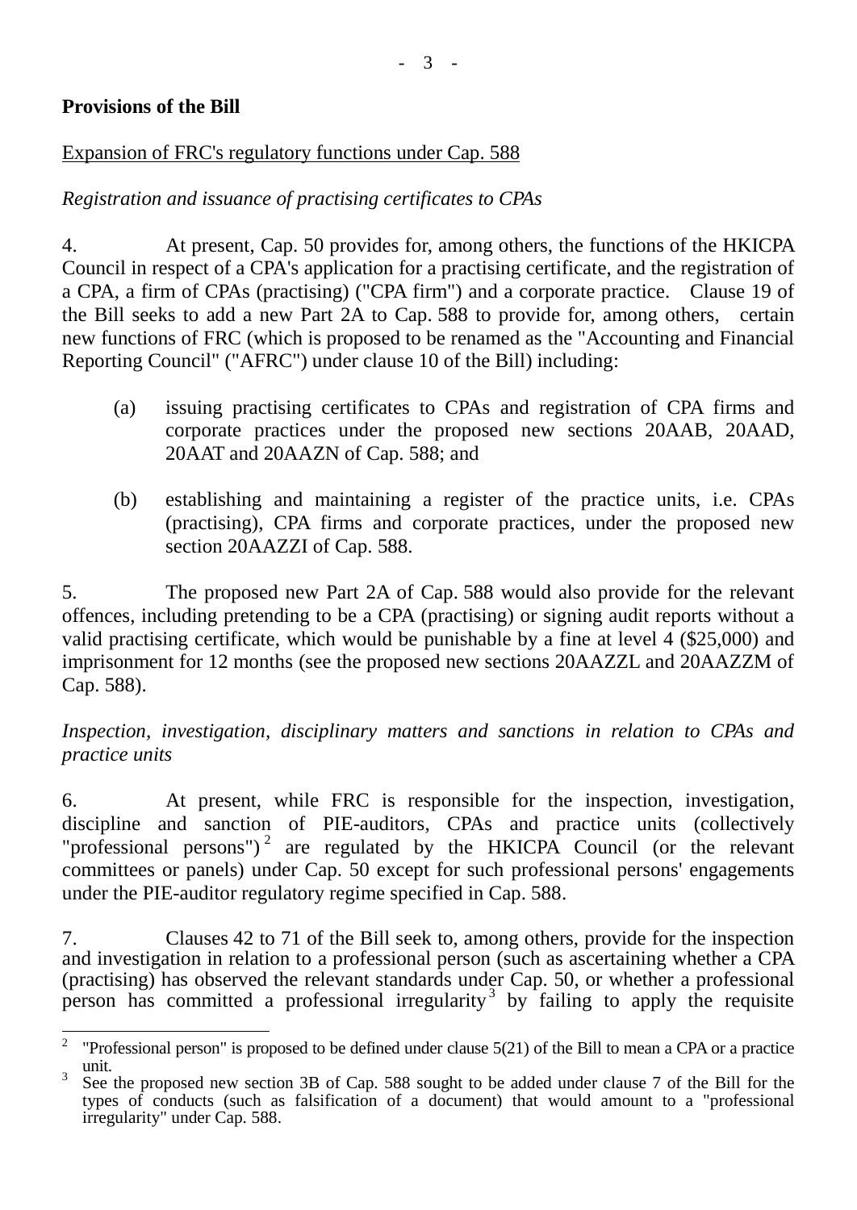**Provisions of the Bill**

Expansion of FRC's regulatory functions under Cap. 588

*Registration and issuance of practising certificates to CPAs*

4. At present, Cap. 50 provides for, among others, the functions of the HKICPA Council in respect of a CPA's application for a practising certificate, and the registration of a CPA, a firm of CPAs (practising) ("CPA firm") and a corporate practice. Clause 19 of the Bill seeks to add a new Part 2A to Cap. 588 to provide for, among others, certain new functions of FRC (which is proposed to be renamed as the "Accounting and Financial Reporting Council" ("AFRC") under clause 10 of the Bill) including:

(a) issuing practising certificates to CPAs and registration of CPA firms and corporate practices under the proposed new sections 20AAB, 20AAD, 20AAT and 20AAZN of Cap. 588; and

(b) establishing and maintaining a register of the practice units, i.e. CPAs (practising), CPA firms and corporate practices, under the proposed new section 20AAZZI of Cap. 588.

5. The proposed new Part 2A of Cap. 588 would also provide for the relevant offences, including pretending to be a CPA (practising) or signing audit reports without a valid practising certificate, which would be punishable by a fine at level 4 ($25,000) and imprisonment for 12 months (see the proposed new sections 20AAZZL and 20AAZZM of Cap. 588).

*Inspection, investigation, disciplinary matters and sanctions in relation to CPAs and practice units*

6. At present, while FRC is responsible for the inspection, investigation, discipline and sanction of PIE-auditors, CPAs and practice units (collectively "professional persons")[2] are regulated by the HKICPA Council (or the relevant committees or panels) under Cap. 50 except for such professional persons' engagements under the PIE-auditor regulatory regime specified in Cap. 588.

7. Clauses 42 to 71 of the Bill seek to, among others, provide for the inspection and investigation in relation to a professional person (such as ascertaining whether a CPA (practising) has observed the relevant standards under Cap. 50, or whether a professional person has committed a professional irregularity[3] by failing to apply the requisite

---

[2] "Professional person" is proposed to be defined under clause 5(21) of the Bill to mean a CPA or a practice unit.

[3] See the proposed new section 3B of Cap. 588 sought to be added under clause 7 of the Bill for the types of conducts (such as falsification of a document) that would amount to a "professional irregularity" under Cap. 588.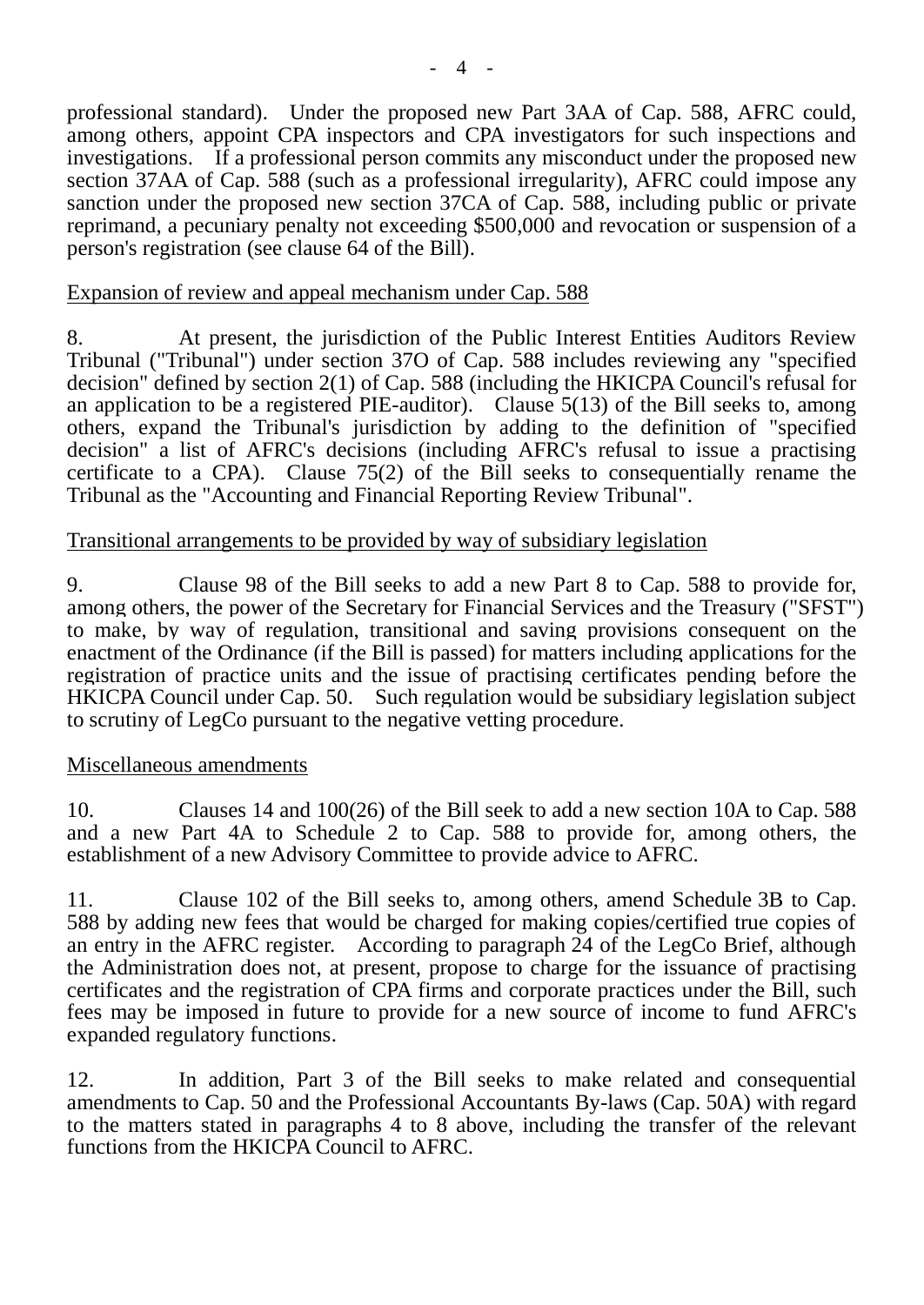professional standard). Under the proposed new Part 3AA of Cap. 588, AFRC could, among others, appoint CPA inspectors and CPA investigators for such inspections and investigations. If a professional person commits any misconduct under the proposed new section 37AA of Cap. 588 (such as a professional irregularity), AFRC could impose any sanction under the proposed new section 37CA of Cap. 588, including public or private reprimand, a pecuniary penalty not exceeding $500,000 and revocation or suspension of a person's registration (see clause 64 of the Bill).

Expansion of review and appeal mechanism under Cap. 588

8. At present, the jurisdiction of the Public Interest Entities Auditors Review Tribunal ("Tribunal") under section 37O of Cap. 588 includes reviewing any "specified decision" defined by section 2(1) of Cap. 588 (including the HKICPA Council's refusal for an application to be a registered PIE-auditor). Clause 5(13) of the Bill seeks to, among others, expand the Tribunal's jurisdiction by adding to the definition of "specified decision" a list of AFRC's decisions (including AFRC's refusal to issue a practising certificate to a CPA). Clause 75(2) of the Bill seeks to consequentially rename the Tribunal as the "Accounting and Financial Reporting Review Tribunal".

Transitional arrangements to be provided by way of subsidiary legislation

9. Clause 98 of the Bill seeks to add a new Part 8 to Cap. 588 to provide for, among others, the power of the Secretary for Financial Services and the Treasury ("SFST") to make, by way of regulation, transitional and saving provisions consequent on the enactment of the Ordinance (if the Bill is passed) for matters including applications for the registration of practice units and the issue of practising certificates pending before the HKICPA Council under Cap. 50. Such regulation would be subsidiary legislation subject to scrutiny of LegCo pursuant to the negative vetting procedure.

Miscellaneous amendments

10. Clauses 14 and 100(26) of the Bill seek to add a new section 10A to Cap. 588 and a new Part 4A to Schedule 2 to Cap. 588 to provide for, among others, the establishment of a new Advisory Committee to provide advice to AFRC.

11. Clause 102 of the Bill seeks to, among others, amend Schedule 3B to Cap. 588 by adding new fees that would be charged for making copies/certified true copies of an entry in the AFRC register. According to paragraph 24 of the LegCo Brief, although the Administration does not, at present, propose to charge for the issuance of practising certificates and the registration of CPA firms and corporate practices under the Bill, such fees may be imposed in future to provide for a new source of income to fund AFRC's expanded regulatory functions.

12. In addition, Part 3 of the Bill seeks to make related and consequential amendments to Cap. 50 and the Professional Accountants By-laws (Cap. 50A) with regard to the matters stated in paragraphs 4 to 8 above, including the transfer of the relevant functions from the HKICPA Council to AFRC.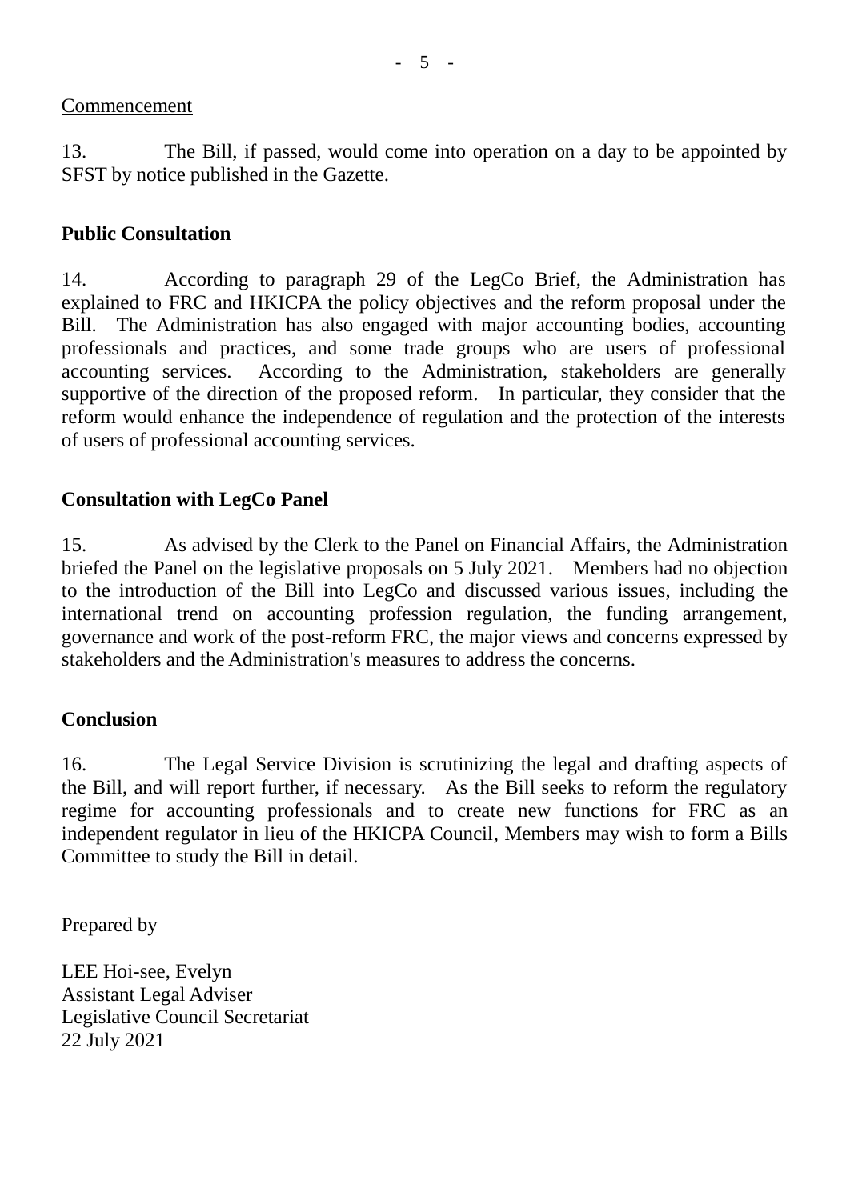<u>Commencement</u>

13. The Bill, if passed, would come into operation on a day to be appointed by SFST by notice published in the Gazette.

**Public Consultation**

14. According to paragraph 29 of the LegCo Brief, the Administration has explained to FRC and HKICPA the policy objectives and the reform proposal under the Bill. The Administration has also engaged with major accounting bodies, accounting professionals and practices, and some trade groups who are users of professional accounting services. According to the Administration, stakeholders are generally supportive of the direction of the proposed reform. In particular, they consider that the reform would enhance the independence of regulation and the protection of the interests of users of professional accounting services.

**Consultation with LegCo Panel**

15. As advised by the Clerk to the Panel on Financial Affairs, the Administration briefed the Panel on the legislative proposals on 5 July 2021. Members had no objection to the introduction of the Bill into LegCo and discussed various issues, including the international trend on accounting profession regulation, the funding arrangement, governance and work of the post-reform FRC, the major views and concerns expressed by stakeholders and the Administration's measures to address the concerns.

**Conclusion**

16. The Legal Service Division is scrutinizing the legal and drafting aspects of the Bill, and will report further, if necessary. As the Bill seeks to reform the regulatory regime for accounting professionals and to create new functions for FRC as an independent regulator in lieu of the HKICPA Council, Members may wish to form a Bills Committee to study the Bill in detail.

Prepared by

LEE Hoi-see, Evelyn
Assistant Legal Adviser
Legislative Council Secretariat
22 July 2021